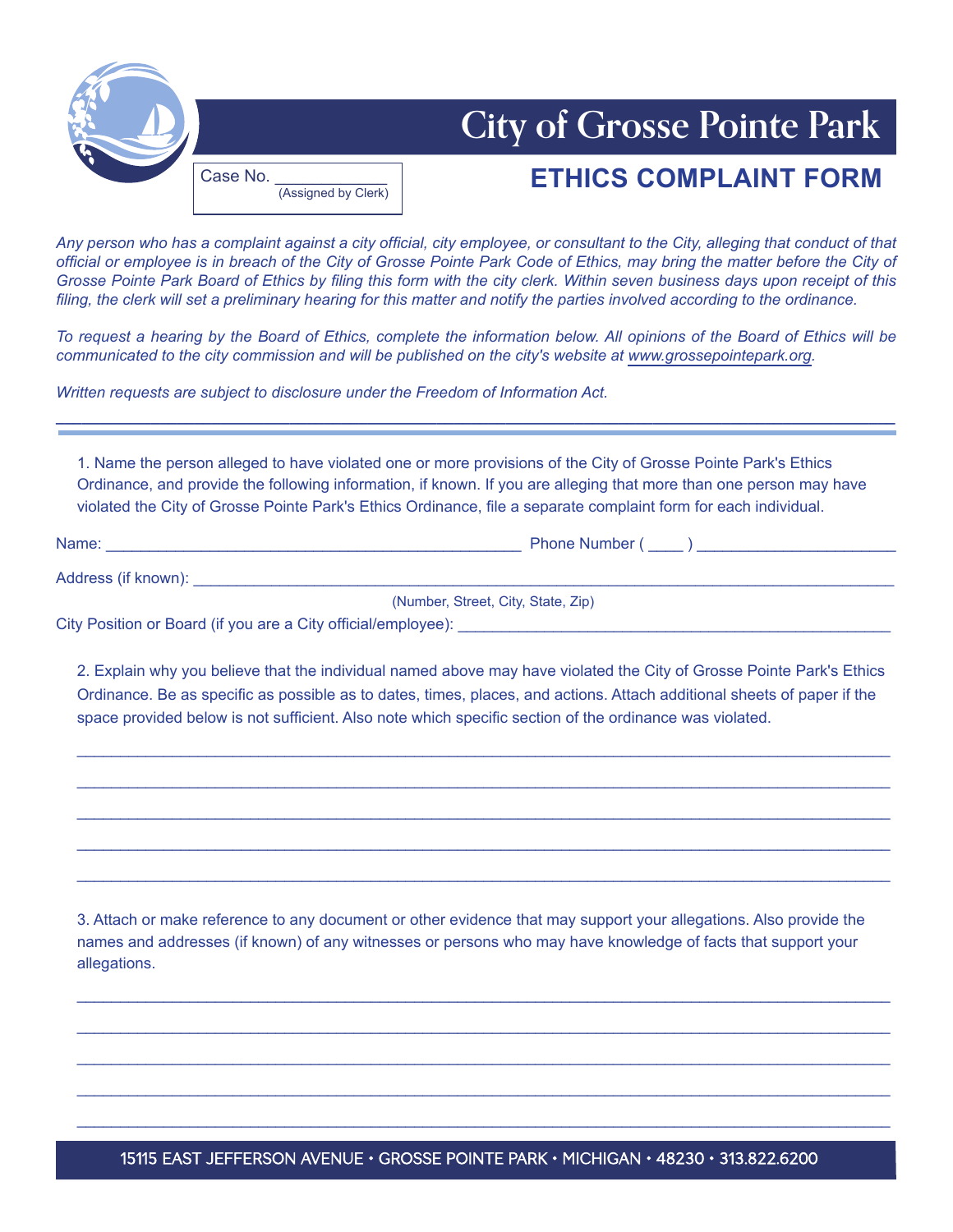# City of Grosse Pointe Park

Case No. _____________
(Assigned by Clerk)

## ETHICS COMPLAINT FORM

*Any person who has a complaint against a city official, city employee, or consultant to the City, alleging that conduct of that official or employee is in breach of the City of Grosse Pointe Park Code of Ethics, may bring the matter before the City of Grosse Pointe Park Board of Ethics by filing this form with the city clerk. Within seven business days upon receipt of this filing, the clerk will set a preliminary hearing for this matter and notify the parties involved according to the ordinance.*

*To request a hearing by the Board of Ethics, complete the information below. All opinions of the Board of Ethics will be communicated to the city commission and will be published on the city's website at www.grossepointepark.org.*

*Written requests are subject to disclosure under the Freedom of Information Act.*

---

1. Name the person alleged to have violated one or more provisions of the City of Grosse Pointe Park's Ethics Ordinance, and provide the following information, if known. If you are alleging that more than one person may have violated the City of Grosse Pointe Park's Ethics Ordinance, file a separate complaint form for each individual.

Name: _________________________________________________ Phone Number ( ____ ) ______________________

Address (if known): ________________________________________________________________________________
(Number, Street, City, State, Zip)

City Position or Board (if you are a City official/employee): _________________________________________________

2. Explain why you believe that the individual named above may have violated the City of Grosse Pointe Park's Ethics Ordinance. Be as specific as possible as to dates, times, places, and actions. Attach additional sheets of paper if the space provided below is not sufficient. Also note which specific section of the ordinance was violated.

_____________________________________________________________________________________________

_____________________________________________________________________________________________

_____________________________________________________________________________________________

_____________________________________________________________________________________________

_____________________________________________________________________________________________

3. Attach or make reference to any document or other evidence that may support your allegations. Also provide the names and addresses (if known) of any witnesses or persons who may have knowledge of facts that support your allegations.

_____________________________________________________________________________________________

_____________________________________________________________________________________________

_____________________________________________________________________________________________

_____________________________________________________________________________________________

_____________________________________________________________________________________________

15115 EAST JEFFERSON AVENUE • GROSSE POINTE PARK • MICHIGAN • 48230 • 313.822.6200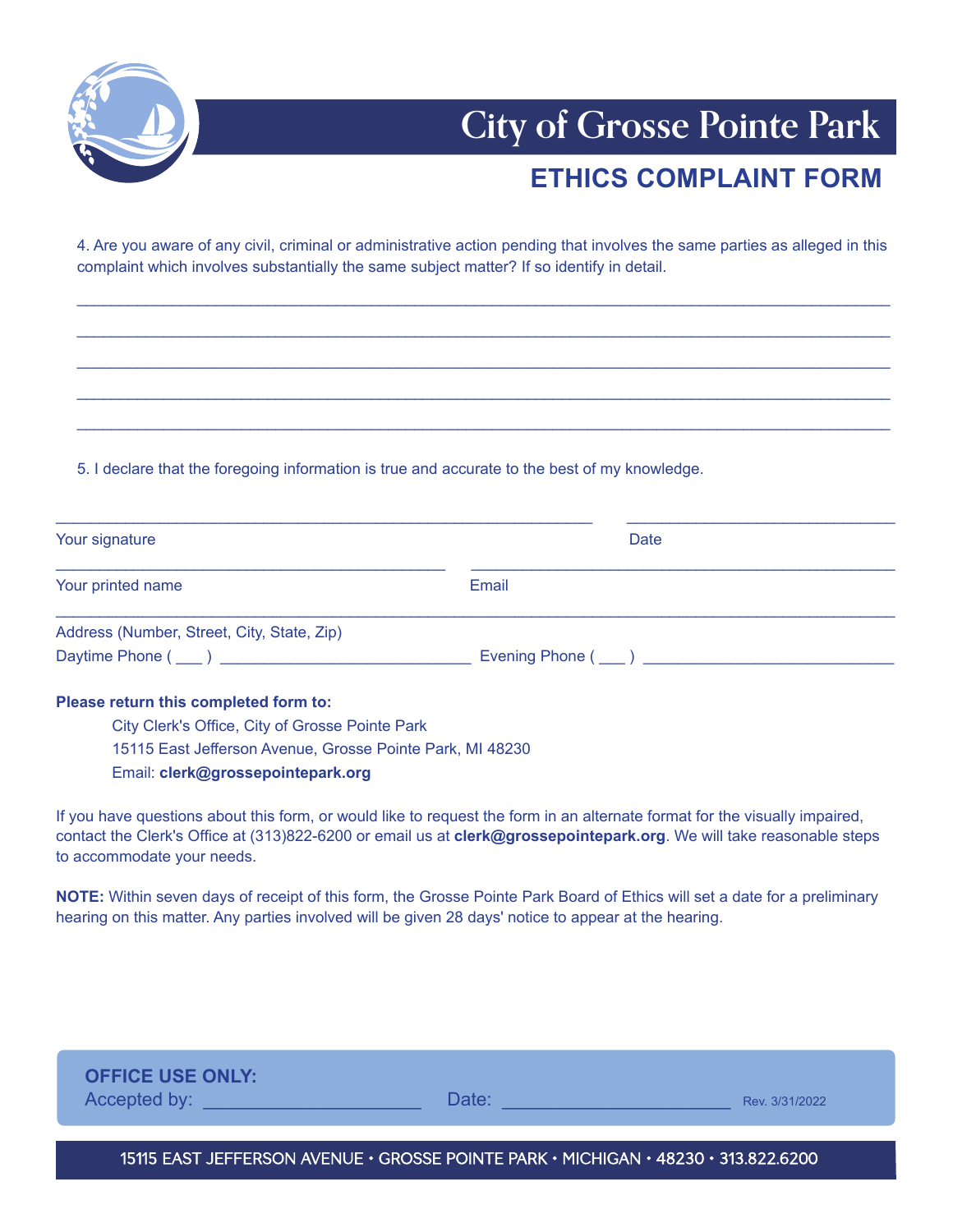# City of Grosse Pointe Park

## ETHICS COMPLAINT FORM

4. Are you aware of any civil, criminal or administrative action pending that involves the same parties as alleged in this complaint which involves substantially the same subject matter? If so identify in detail.

_______________________________________________________________________________

_______________________________________________________________________________

_______________________________________________________________________________

_______________________________________________________________________________

_______________________________________________________________________________

5. I declare that the foregoing information is true and accurate to the best of my knowledge.

_______________________________________________ _________________________

Your signature Date

___________________________________ ______________________________________

Your printed name Email

_______________________________________________________________________________

Address (Number, Street, City, State, Zip)

Daytime Phone ( ___ ) ___________________________ Evening Phone ( ___ ) ___________________________

**Please return this completed form to:**

City Clerk's Office, City of Grosse Pointe Park
15115 East Jefferson Avenue, Grosse Pointe Park, MI 48230
Email: **clerk@grossepointepark.org**

If you have questions about this form, or would like to request the form in an alternate format for the visually impaired, contact the Clerk's Office at (313)822-6200 or email us at **clerk@grossepointepark.org**. We will take reasonable steps to accommodate your needs.

**NOTE:** Within seven days of receipt of this form, the Grosse Pointe Park Board of Ethics will set a date for a preliminary hearing on this matter. Any parties involved will be given 28 days' notice to appear at the hearing.

**OFFICE USE ONLY:**
Accepted by: ____________________ Date: ____________________ Rev. 3/31/2022

15115 EAST JEFFERSON AVENUE • GROSSE POINTE PARK • MICHIGAN • 48230 • 313.822.6200